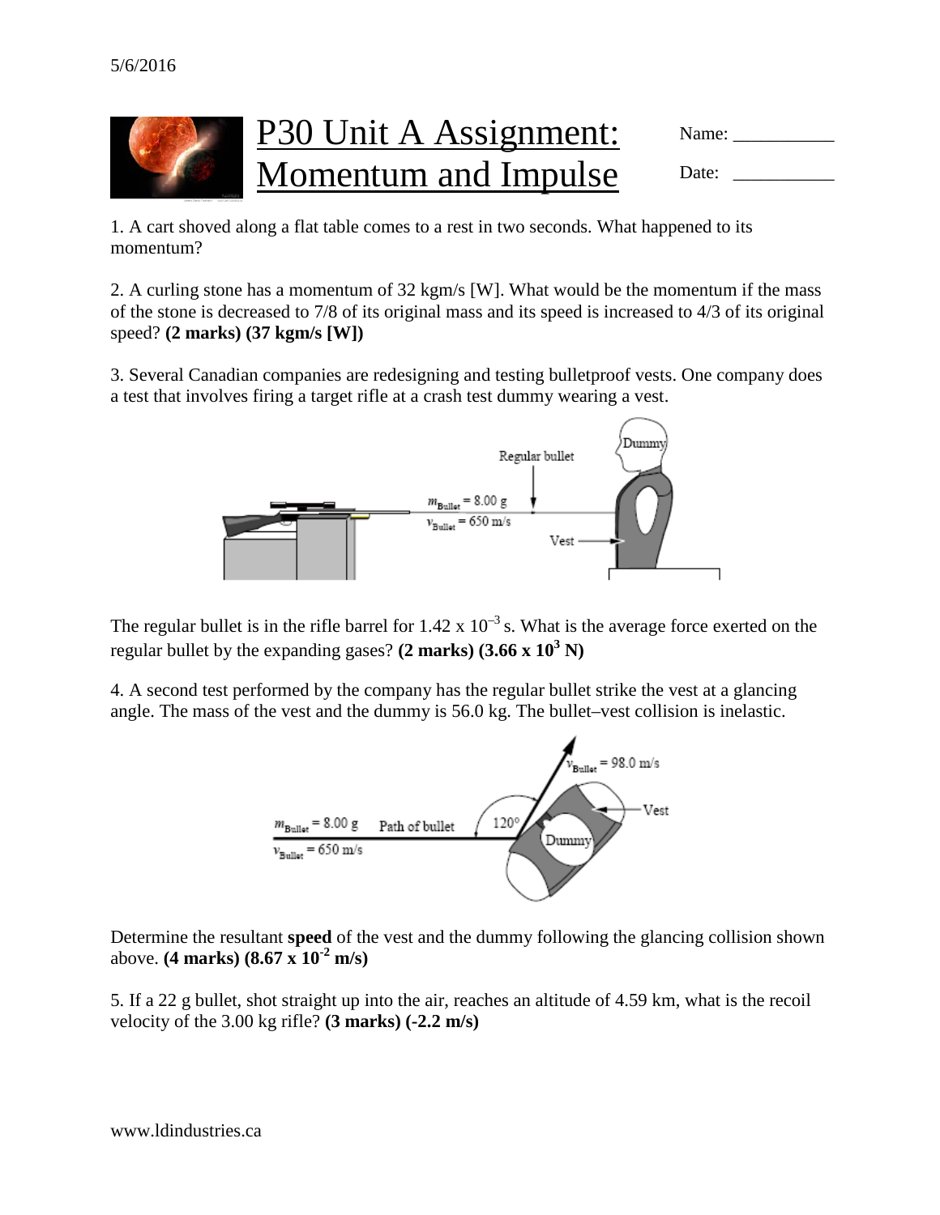# P30 Unit A Assignment: Momentum and Impulse

Name: ___________

Date: ___________

1. A cart shoved along a flat table comes to a rest in two seconds. What happened to its momentum?

2. A curling stone has a momentum of 32 kgm/s [W]. What would be the momentum if the mass of the stone is decreased to 7/8 of its original mass and its speed is increased to 4/3 of its original speed? **(2 marks) (37 kgm/s [W])**

3. Several Canadian companies are redesigning and testing bulletproof vests. One company does a test that involves firing a target rifle at a crash test dummy wearing a vest.

Regular bullet, Dummy, $m_{Bullet} = 8.00$ g, $v_{Bullet} = 650$ m/s, Vest

The regular bullet is in the rifle barrel for $1.42 \times 10^{-3}$ s. What is the average force exerted on the regular bullet by the expanding gases? **(2 marks) ($3.66 \times 10^3$ N)**

4. A second test performed by the company has the regular bullet strike the vest at a glancing angle. The mass of the vest and the dummy is 56.0 kg. The bullet–vest collision is inelastic.

$m_{Bullet} = 8.00$ g, $v_{Bullet} = 650$ m/s, Path of bullet, 120°, $v_{Bullet} = 98.0$ m/s, Vest, Dummy

Determine the resultant **speed** of the vest and the dummy following the glancing collision shown above. **(4 marks) ($8.67 \times 10^{-2}$ m/s)**

5. If a 22 g bullet, shot straight up into the air, reaches an altitude of 4.59 km, what is the recoil velocity of the 3.00 kg rifle? **(3 marks) (-2.2 m/s)**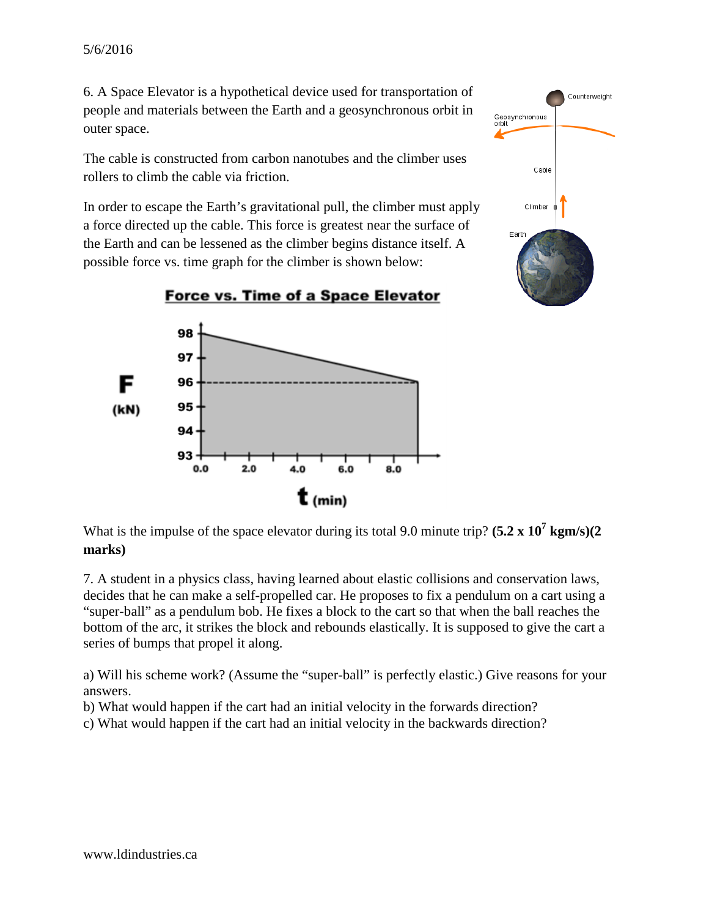6. A Space Elevator is a hypothetical device used for transportation of people and materials between the Earth and a geosynchronous orbit in outer space.

The cable is constructed from carbon nanotubes and the climber uses rollers to climb the cable via friction.

In order to escape the Earth's gravitational pull, the climber must apply a force directed up the cable. This force is greatest near the surface of the Earth and can be lessened as the climber begins distance itself. A possible force vs. time graph for the climber is shown below:

What is the impulse of the space elevator during its total 9.0 minute trip? **($5.2 \times 10^7$ kgm/s)(2 marks)**

7. A student in a physics class, having learned about elastic collisions and conservation laws, decides that he can make a self-propelled car. He proposes to fix a pendulum on a cart using a "super-ball" as a pendulum bob. He fixes a block to the cart so that when the ball reaches the bottom of the arc, it strikes the block and rebounds elastically. It is supposed to give the cart a series of bumps that propel it along.

a) Will his scheme work? (Assume the "super-ball" is perfectly elastic.) Give reasons for your answers.
b) What would happen if the cart had an initial velocity in the forwards direction?
c) What would happen if the cart had an initial velocity in the backwards direction?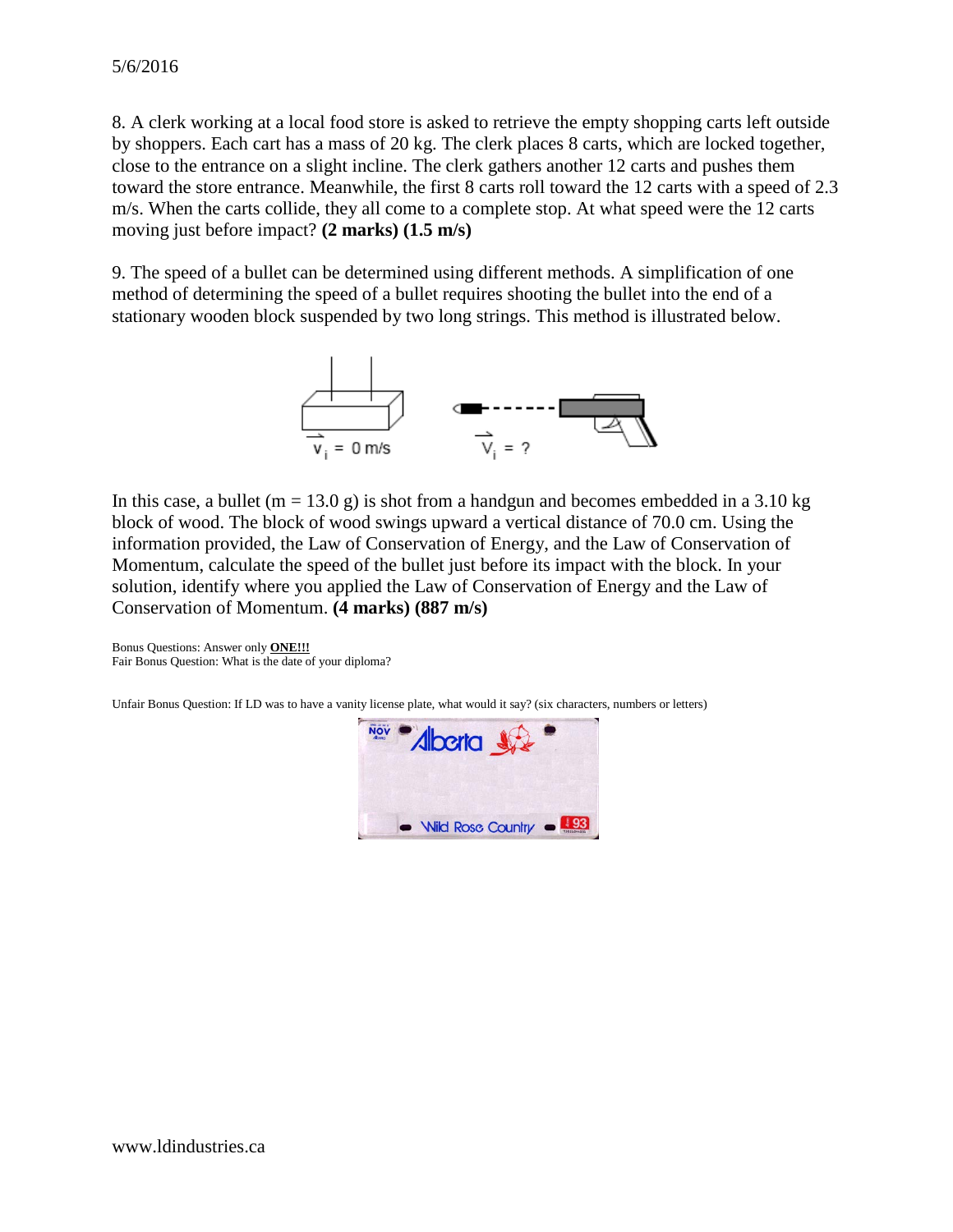8. A clerk working at a local food store is asked to retrieve the empty shopping carts left outside by shoppers. Each cart has a mass of 20 kg. The clerk places 8 carts, which are locked together, close to the entrance on a slight incline. The clerk gathers another 12 carts and pushes them toward the store entrance. Meanwhile, the first 8 carts roll toward the 12 carts with a speed of 2.3 m/s. When the carts collide, they all come to a complete stop. At what speed were the 12 carts moving just before impact? **(2 marks) (1.5 m/s)**

9. The speed of a bullet can be determined using different methods. A simplification of one method of determining the speed of a bullet requires shooting the bullet into the end of a stationary wooden block suspended by two long strings. This method is illustrated below.

$\vec{v}_i = 0$ m/s

$\vec{v}_i = ?$

In this case, a bullet (m = 13.0 g) is shot from a handgun and becomes embedded in a 3.10 kg block of wood. The block of wood swings upward a vertical distance of 70.0 cm. Using the information provided, the Law of Conservation of Energy, and the Law of Conservation of Momentum, calculate the speed of the bullet just before its impact with the block. In your solution, identify where you applied the Law of Conservation of Energy and the Law of Conservation of Momentum. **(4 marks) (887 m/s)**

Bonus Questions: Answer only **ONE!!!**

Fair Bonus Question: What is the date of your diploma?

Unfair Bonus Question: If LD was to have a vanity license plate, what would it say? (six characters, numbers or letters)

NOV

Alberta

Wild Rose Country

93